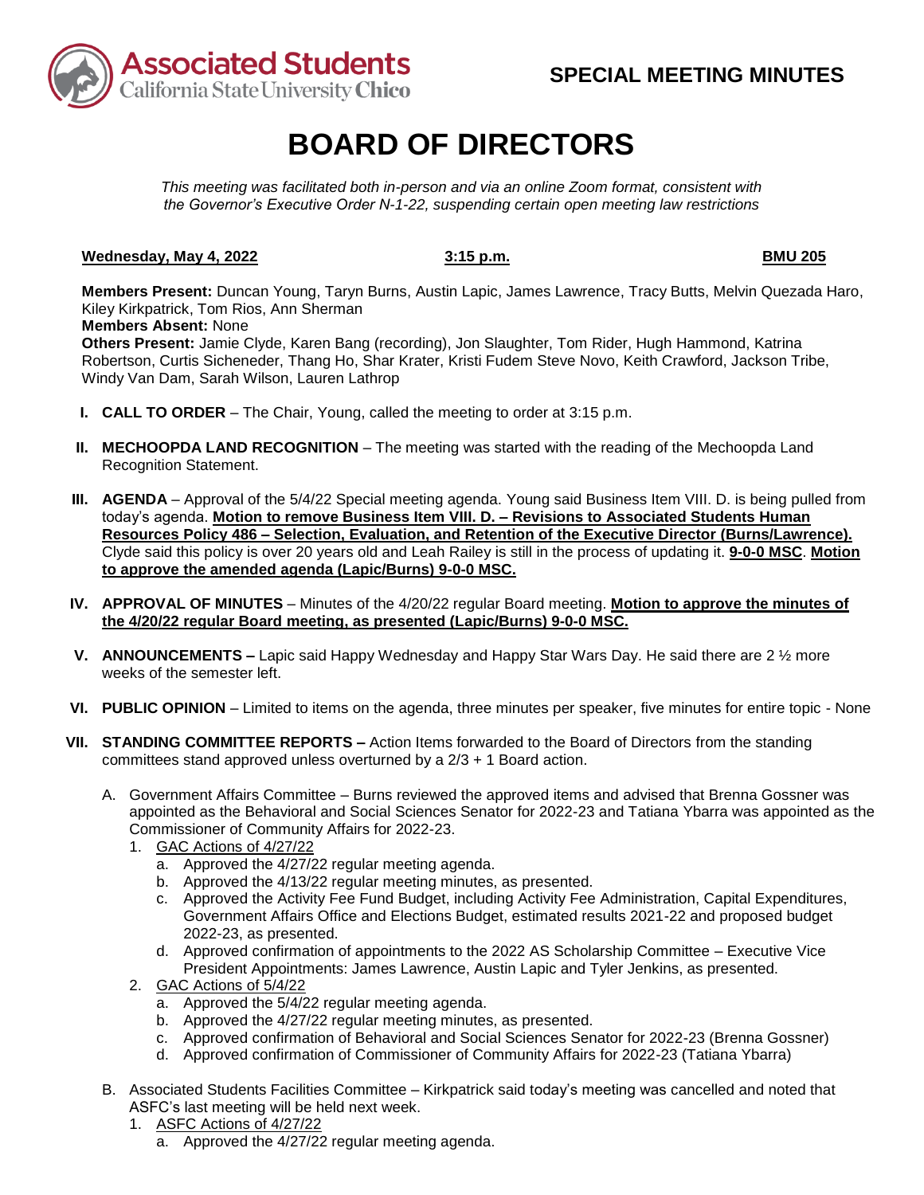**Associated Students**
California State University **Chico**

## SPECIAL MEETING MINUTES

# BOARD OF DIRECTORS

*This meeting was facilitated both in-person and via an online Zoom format, consistent with the Governor's Executive Order N-1-22, suspending certain open meeting law restrictions*

**Wednesday, May 4, 2022** **3:15 p.m.** **BMU 205**

**Members Present:** Duncan Young, Taryn Burns, Austin Lapic, James Lawrence, Tracy Butts, Melvin Quezada Haro, Kiley Kirkpatrick, Tom Rios, Ann Sherman
**Members Absent:** None
**Others Present:** Jamie Clyde, Karen Bang (recording), Jon Slaughter, Tom Rider, Hugh Hammond, Katrina Robertson, Curtis Sicheneder, Thang Ho, Shar Krater, Kristi Fudem Steve Novo, Keith Crawford, Jackson Tribe, Windy Van Dam, Sarah Wilson, Lauren Lathrop

**I. CALL TO ORDER** – The Chair, Young, called the meeting to order at 3:15 p.m.

**II. MECHOOPDA LAND RECOGNITION** – The meeting was started with the reading of the Mechoopda Land Recognition Statement.

**III. AGENDA** – Approval of the 5/4/22 Special meeting agenda. Young said Business Item VIII. D. is being pulled from today's agenda. **Motion to remove Business Item VIII. D. – Revisions to Associated Students Human Resources Policy 486 – Selection, Evaluation, and Retention of the Executive Director (Burns/Lawrence).** Clyde said this policy is over 20 years old and Leah Railey is still in the process of updating it. **9-0-0 MSC**. **Motion to approve the amended agenda (Lapic/Burns) 9-0-0 MSC.**

**IV. APPROVAL OF MINUTES** – Minutes of the 4/20/22 regular Board meeting. **Motion to approve the minutes of the 4/20/22 regular Board meeting, as presented (Lapic/Burns) 9-0-0 MSC.**

**V. ANNOUNCEMENTS –** Lapic said Happy Wednesday and Happy Star Wars Day. He said there are 2 ½ more weeks of the semester left.

**VI. PUBLIC OPINION** – Limited to items on the agenda, three minutes per speaker, five minutes for entire topic - None

**VII. STANDING COMMITTEE REPORTS –** Action Items forwarded to the Board of Directors from the standing committees stand approved unless overturned by a 2/3 + 1 Board action.

A. Government Affairs Committee – Burns reviewed the approved items and advised that Brenna Gossner was appointed as the Behavioral and Social Sciences Senator for 2022-23 and Tatiana Ybarra was appointed as the Commissioner of Community Affairs for 2022-23.

1. GAC Actions of 4/27/22
   a. Approved the 4/27/22 regular meeting agenda.
   b. Approved the 4/13/22 regular meeting minutes, as presented.
   c. Approved the Activity Fee Fund Budget, including Activity Fee Administration, Capital Expenditures, Government Affairs Office and Elections Budget, estimated results 2021-22 and proposed budget 2022-23, as presented.
   d. Approved confirmation of appointments to the 2022 AS Scholarship Committee – Executive Vice President Appointments: James Lawrence, Austin Lapic and Tyler Jenkins, as presented.
2. GAC Actions of 5/4/22
   a. Approved the 5/4/22 regular meeting agenda.
   b. Approved the 4/27/22 regular meeting minutes, as presented.
   c. Approved confirmation of Behavioral and Social Sciences Senator for 2022-23 (Brenna Gossner)
   d. Approved confirmation of Commissioner of Community Affairs for 2022-23 (Tatiana Ybarra)

B. Associated Students Facilities Committee – Kirkpatrick said today's meeting was cancelled and noted that ASFC's last meeting will be held next week.

1. ASFC Actions of 4/27/22
   a. Approved the 4/27/22 regular meeting agenda.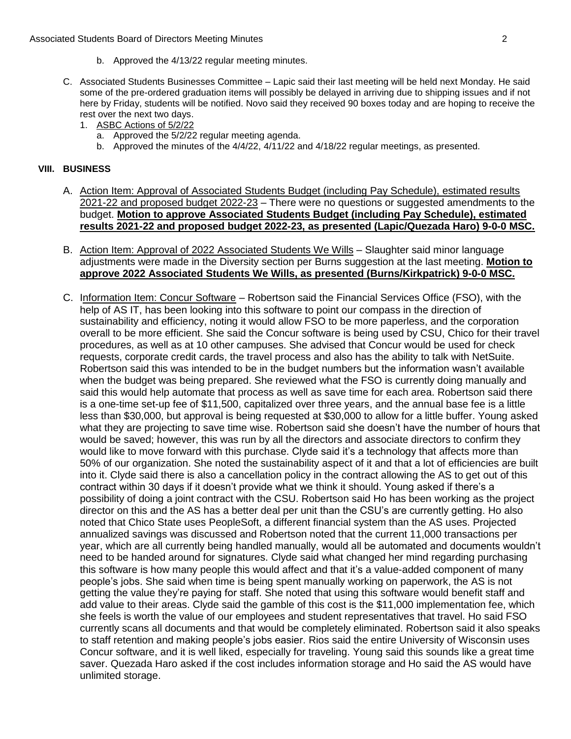b. Approved the 4/13/22 regular meeting minutes.

C. Associated Students Businesses Committee – Lapic said their last meeting will be held next Monday. He said some of the pre-ordered graduation items will possibly be delayed in arriving due to shipping issues and if not here by Friday, students will be notified. Novo said they received 90 boxes today and are hoping to receive the rest over the next two days.

1. ASBC Actions of 5/2/22
   a. Approved the 5/2/22 regular meeting agenda.
   b. Approved the minutes of the 4/4/22, 4/11/22 and 4/18/22 regular meetings, as presented.

## VIII. BUSINESS

A. Action Item: Approval of Associated Students Budget (including Pay Schedule), estimated results 2021-22 and proposed budget 2022-23 – There were no questions or suggested amendments to the budget. **Motion to approve Associated Students Budget (including Pay Schedule), estimated results 2021-22 and proposed budget 2022-23, as presented (Lapic/Quezada Haro) 9-0-0 MSC.**

B. Action Item: Approval of 2022 Associated Students We Wills – Slaughter said minor language adjustments were made in the Diversity section per Burns suggestion at the last meeting. **Motion to approve 2022 Associated Students We Wills, as presented (Burns/Kirkpatrick) 9-0-0 MSC.**

C. Information Item: Concur Software – Robertson said the Financial Services Office (FSO), with the help of AS IT, has been looking into this software to point our compass in the direction of sustainability and efficiency, noting it would allow FSO to be more paperless, and the corporation overall to be more efficient. She said the Concur software is being used by CSU, Chico for their travel procedures, as well as at 10 other campuses. She advised that Concur would be used for check requests, corporate credit cards, the travel process and also has the ability to talk with NetSuite. Robertson said this was intended to be in the budget numbers but the information wasn't available when the budget was being prepared. She reviewed what the FSO is currently doing manually and said this would help automate that process as well as save time for each area. Robertson said there is a one-time set-up fee of $11,500, capitalized over three years, and the annual base fee is a little less than $30,000, but approval is being requested at $30,000 to allow for a little buffer. Young asked what they are projecting to save time wise. Robertson said she doesn't have the number of hours that would be saved; however, this was run by all the directors and associate directors to confirm they would like to move forward with this purchase. Clyde said it's a technology that affects more than 50% of our organization. She noted the sustainability aspect of it and that a lot of efficiencies are built into it. Clyde said there is also a cancellation policy in the contract allowing the AS to get out of this contract within 30 days if it doesn't provide what we think it should. Young asked if there's a possibility of doing a joint contract with the CSU. Robertson said Ho has been working as the project director on this and the AS has a better deal per unit than the CSU's are currently getting. Ho also noted that Chico State uses PeopleSoft, a different financial system than the AS uses. Projected annualized savings was discussed and Robertson noted that the current 11,000 transactions per year, which are all currently being handled manually, would all be automated and documents wouldn't need to be handed around for signatures. Clyde said what changed her mind regarding purchasing this software is how many people this would affect and that it's a value-added component of many people's jobs. She said when time is being spent manually working on paperwork, the AS is not getting the value they're paying for staff. She noted that using this software would benefit staff and add value to their areas. Clyde said the gamble of this cost is the $11,000 implementation fee, which she feels is worth the value of our employees and student representatives that travel. Ho said FSO currently scans all documents and that would be completely eliminated. Robertson said it also speaks to staff retention and making people's jobs easier. Rios said the entire University of Wisconsin uses Concur software, and it is well liked, especially for traveling. Young said this sounds like a great time saver. Quezada Haro asked if the cost includes information storage and Ho said the AS would have unlimited storage.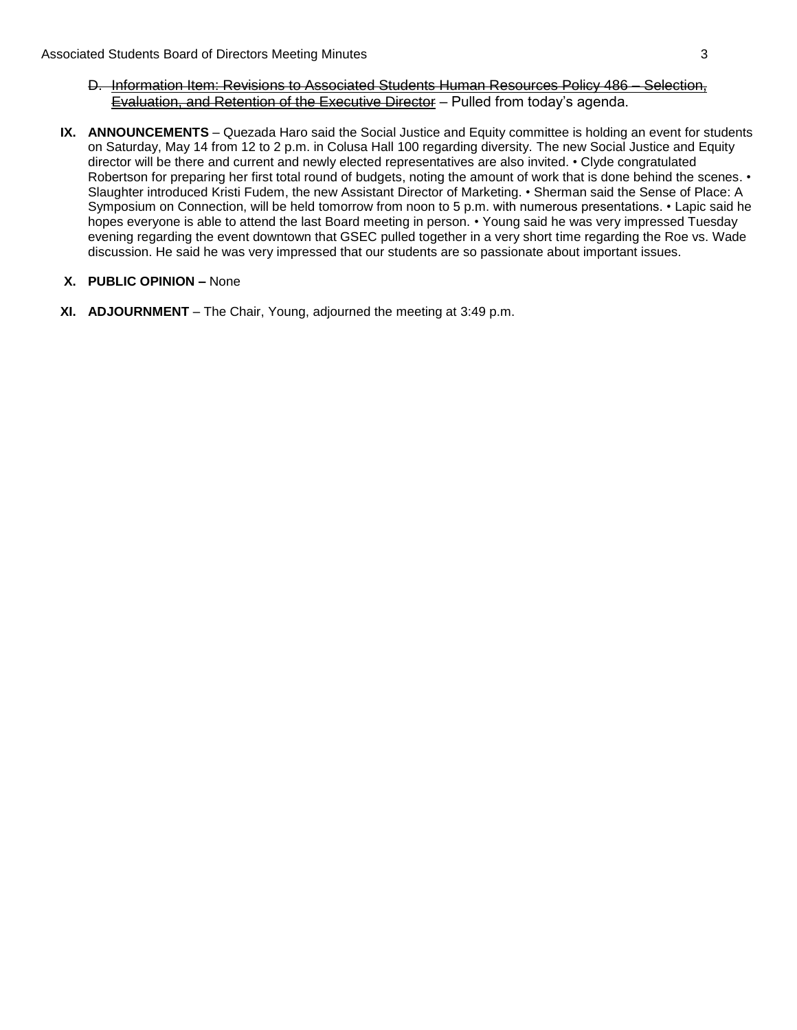D. ~~Information Item: Revisions to Associated Students Human Resources Policy 486 – Selection, Evaluation, and Retention of the Executive Director~~ – Pulled from today's agenda.

**IX. ANNOUNCEMENTS** – Quezada Haro said the Social Justice and Equity committee is holding an event for students on Saturday, May 14 from 12 to 2 p.m. in Colusa Hall 100 regarding diversity. The new Social Justice and Equity director will be there and current and newly elected representatives are also invited. • Clyde congratulated Robertson for preparing her first total round of budgets, noting the amount of work that is done behind the scenes. • Slaughter introduced Kristi Fudem, the new Assistant Director of Marketing. • Sherman said the Sense of Place: A Symposium on Connection, will be held tomorrow from noon to 5 p.m. with numerous presentations. • Lapic said he hopes everyone is able to attend the last Board meeting in person. • Young said he was very impressed Tuesday evening regarding the event downtown that GSEC pulled together in a very short time regarding the Roe vs. Wade discussion. He said he was very impressed that our students are so passionate about important issues.

**X. PUBLIC OPINION –** None

**XI. ADJOURNMENT** – The Chair, Young, adjourned the meeting at 3:49 p.m.